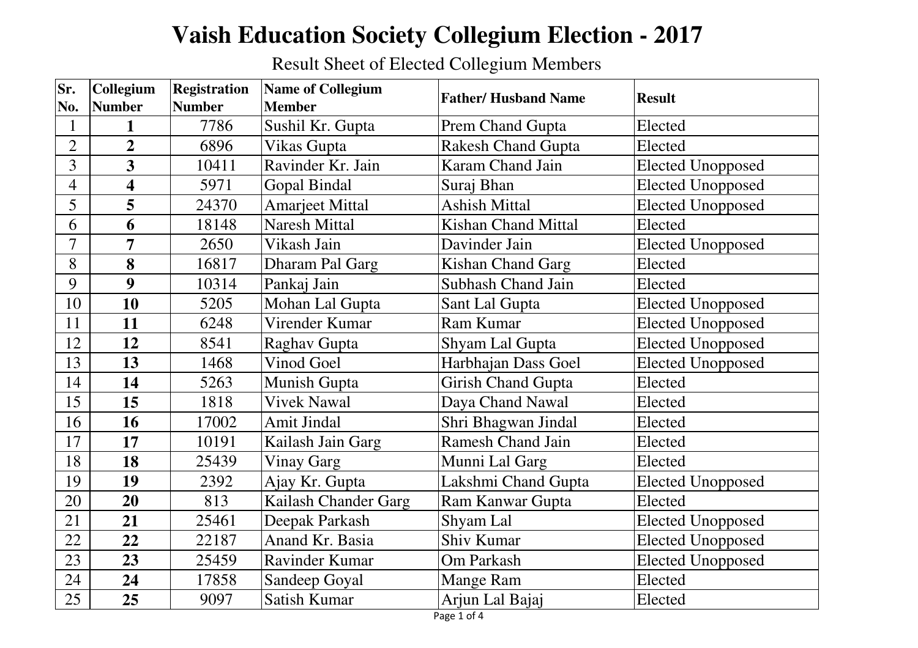# Vaish Education Society Collegium Election - 2017

Result Sheet of Elected Collegium Members

| Sr. No. | Collegium Number | Registration Number | Name of Collegium Member | Father/ Husband Name | Result |
|---|---|---|---|---|---|
| 1 | **1** | 7786 | Sushil Kr. Gupta | Prem Chand Gupta | Elected |
| 2 | **2** | 6896 | Vikas Gupta | Rakesh Chand Gupta | Elected |
| 3 | **3** | 10411 | Ravinder Kr. Jain | Karam Chand Jain | Elected Unopposed |
| 4 | **4** | 5971 | Gopal Bindal | Suraj Bhan | Elected Unopposed |
| 5 | **5** | 24370 | Amarjeet Mittal | Ashish Mittal | Elected Unopposed |
| 6 | **6** | 18148 | Naresh Mittal | Kishan Chand Mittal | Elected |
| 7 | **7** | 2650 | Vikash Jain | Davinder Jain | Elected Unopposed |
| 8 | **8** | 16817 | Dharam Pal Garg | Kishan Chand Garg | Elected |
| 9 | **9** | 10314 | Pankaj Jain | Subhash Chand Jain | Elected |
| 10 | **10** | 5205 | Mohan Lal Gupta | Sant Lal Gupta | Elected Unopposed |
| 11 | **11** | 6248 | Virender Kumar | Ram Kumar | Elected Unopposed |
| 12 | **12** | 8541 | Raghav Gupta | Shyam Lal Gupta | Elected Unopposed |
| 13 | **13** | 1468 | Vinod Goel | Harbhajan Dass Goel | Elected Unopposed |
| 14 | **14** | 5263 | Munish Gupta | Girish Chand Gupta | Elected |
| 15 | **15** | 1818 | Vivek Nawal | Daya Chand Nawal | Elected |
| 16 | **16** | 17002 | Amit Jindal | Shri Bhagwan Jindal | Elected |
| 17 | **17** | 10191 | Kailash Jain Garg | Ramesh Chand Jain | Elected |
| 18 | **18** | 25439 | Vinay Garg | Munni Lal Garg | Elected |
| 19 | **19** | 2392 | Ajay Kr. Gupta | Lakshmi Chand Gupta | Elected Unopposed |
| 20 | **20** | 813 | Kailash Chander Garg | Ram Kanwar Gupta | Elected |
| 21 | **21** | 25461 | Deepak Parkash | Shyam Lal | Elected Unopposed |
| 22 | **22** | 22187 | Anand Kr. Basia | Shiv Kumar | Elected Unopposed |
| 23 | **23** | 25459 | Ravinder Kumar | Om Parkash | Elected Unopposed |
| 24 | **24** | 17858 | Sandeep Goyal | Mange Ram | Elected |
| 25 | **25** | 9097 | Satish Kumar | Arjun Lal Bajaj | Elected |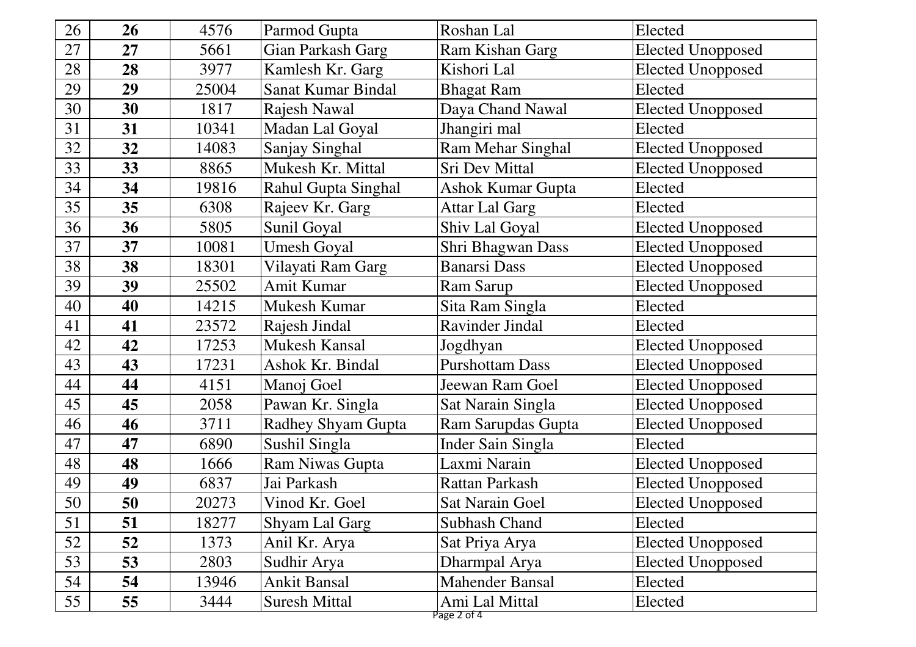| | | | | | |
|---|---|---|---|---|---|
| 26 | **26** | 4576 | Parmod Gupta | Roshan Lal | Elected |
| 27 | **27** | 5661 | Gian Parkash Garg | Ram Kishan Garg | Elected Unopposed |
| 28 | **28** | 3977 | Kamlesh Kr. Garg | Kishori Lal | Elected Unopposed |
| 29 | **29** | 25004 | Sanat Kumar Bindal | Bhagat Ram | Elected |
| 30 | **30** | 1817 | Rajesh Nawal | Daya Chand Nawal | Elected Unopposed |
| 31 | **31** | 10341 | Madan Lal Goyal | Jhangiri mal | Elected |
| 32 | **32** | 14083 | Sanjay Singhal | Ram Mehar Singhal | Elected Unopposed |
| 33 | **33** | 8865 | Mukesh Kr. Mittal | Sri Dev Mittal | Elected Unopposed |
| 34 | **34** | 19816 | Rahul Gupta Singhal | Ashok Kumar Gupta | Elected |
| 35 | **35** | 6308 | Rajeev Kr. Garg | Attar Lal Garg | Elected |
| 36 | **36** | 5805 | Sunil Goyal | Shiv Lal Goyal | Elected Unopposed |
| 37 | **37** | 10081 | Umesh Goyal | Shri Bhagwan Dass | Elected Unopposed |
| 38 | **38** | 18301 | Vilayati Ram Garg | Banarsi Dass | Elected Unopposed |
| 39 | **39** | 25502 | Amit Kumar | Ram Sarup | Elected Unopposed |
| 40 | **40** | 14215 | Mukesh Kumar | Sita Ram Singla | Elected |
| 41 | **41** | 23572 | Rajesh Jindal | Ravinder Jindal | Elected |
| 42 | **42** | 17253 | Mukesh Kansal | Jogdhyan | Elected Unopposed |
| 43 | **43** | 17231 | Ashok Kr. Bindal | Purshottam Dass | Elected Unopposed |
| 44 | **44** | 4151 | Manoj Goel | Jeewan Ram Goel | Elected Unopposed |
| 45 | **45** | 2058 | Pawan Kr. Singla | Sat Narain Singla | Elected Unopposed |
| 46 | **46** | 3711 | Radhey Shyam Gupta | Ram Sarupdas Gupta | Elected Unopposed |
| 47 | **47** | 6890 | Sushil Singla | Inder Sain Singla | Elected |
| 48 | **48** | 1666 | Ram Niwas Gupta | Laxmi Narain | Elected Unopposed |
| 49 | **49** | 6837 | Jai Parkash | Rattan Parkash | Elected Unopposed |
| 50 | **50** | 20273 | Vinod Kr. Goel | Sat Narain Goel | Elected Unopposed |
| 51 | **51** | 18277 | Shyam Lal Garg | Subhash Chand | Elected |
| 52 | **52** | 1373 | Anil Kr. Arya | Sat Priya Arya | Elected Unopposed |
| 53 | **53** | 2803 | Sudhir Arya | Dharmpal Arya | Elected Unopposed |
| 54 | **54** | 13946 | Ankit Bansal | Mahender Bansal | Elected |
| 55 | **55** | 3444 | Suresh Mittal | Ami Lal Mittal | Elected |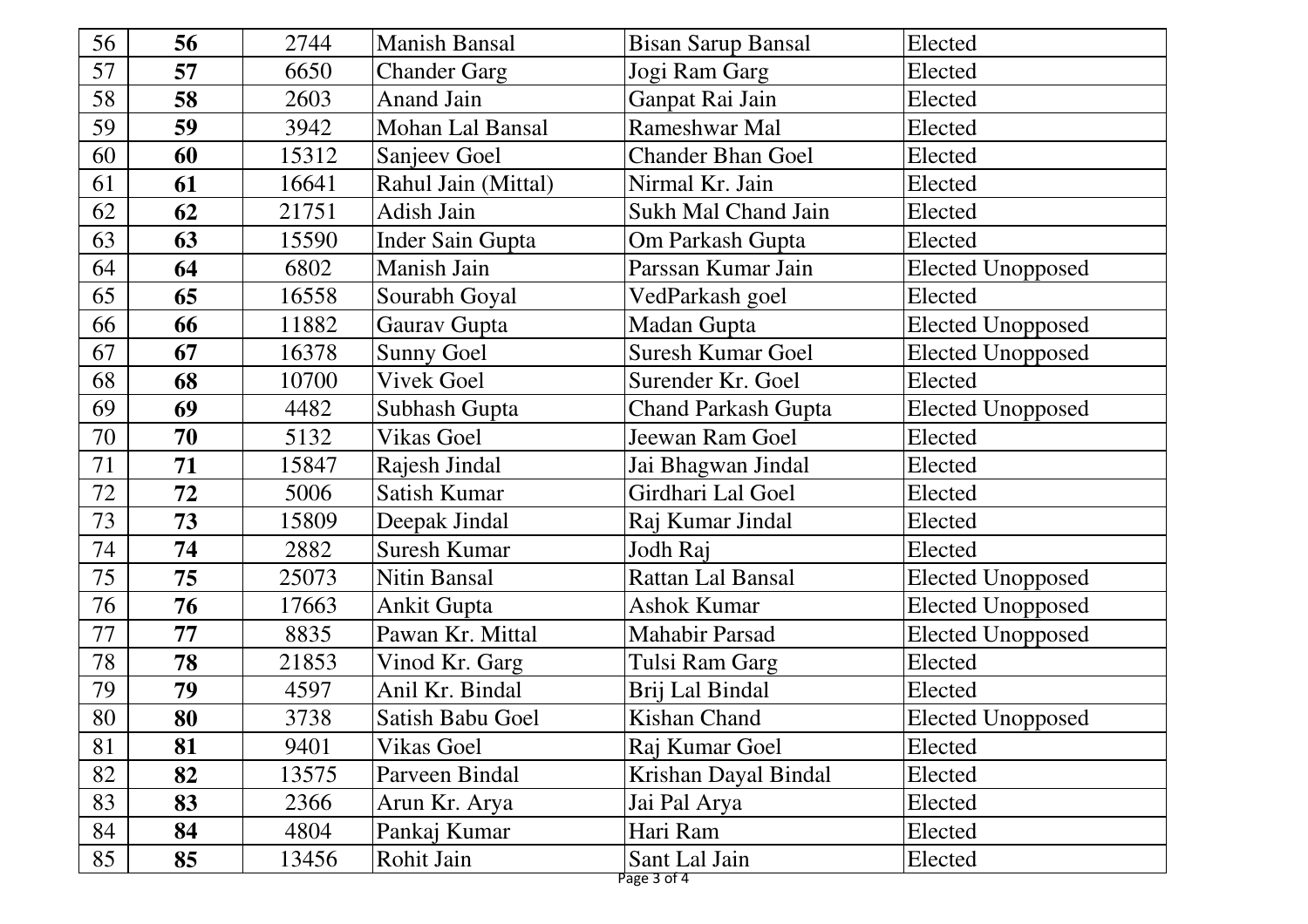| | | | | | |
|---|---|---|---|---|---|
| 56 | **56** | 2744 | Manish Bansal | Bisan Sarup Bansal | Elected |
| 57 | **57** | 6650 | Chander Garg | Jogi Ram Garg | Elected |
| 58 | **58** | 2603 | Anand Jain | Ganpat Rai Jain | Elected |
| 59 | **59** | 3942 | Mohan Lal Bansal | Rameshwar Mal | Elected |
| 60 | **60** | 15312 | Sanjeev Goel | Chander Bhan Goel | Elected |
| 61 | **61** | 16641 | Rahul Jain (Mittal) | Nirmal Kr. Jain | Elected |
| 62 | **62** | 21751 | Adish Jain | Sukh Mal Chand Jain | Elected |
| 63 | **63** | 15590 | Inder Sain Gupta | Om Parkash Gupta | Elected |
| 64 | **64** | 6802 | Manish Jain | Parssan Kumar Jain | Elected Unopposed |
| 65 | **65** | 16558 | Sourabh Goyal | VedParkash goel | Elected |
| 66 | **66** | 11882 | Gaurav Gupta | Madan Gupta | Elected Unopposed |
| 67 | **67** | 16378 | Sunny Goel | Suresh Kumar Goel | Elected Unopposed |
| 68 | **68** | 10700 | Vivek Goel | Surender Kr. Goel | Elected |
| 69 | **69** | 4482 | Subhash Gupta | Chand Parkash Gupta | Elected Unopposed |
| 70 | **70** | 5132 | Vikas Goel | Jeewan Ram Goel | Elected |
| 71 | **71** | 15847 | Rajesh Jindal | Jai Bhagwan Jindal | Elected |
| 72 | **72** | 5006 | Satish Kumar | Girdhari Lal Goel | Elected |
| 73 | **73** | 15809 | Deepak Jindal | Raj Kumar Jindal | Elected |
| 74 | **74** | 2882 | Suresh Kumar | Jodh Raj | Elected |
| 75 | **75** | 25073 | Nitin Bansal | Rattan Lal Bansal | Elected Unopposed |
| 76 | **76** | 17663 | Ankit Gupta | Ashok Kumar | Elected Unopposed |
| 77 | **77** | 8835 | Pawan Kr. Mittal | Mahabir Parsad | Elected Unopposed |
| 78 | **78** | 21853 | Vinod Kr. Garg | Tulsi Ram Garg | Elected |
| 79 | **79** | 4597 | Anil Kr. Bindal | Brij Lal Bindal | Elected |
| 80 | **80** | 3738 | Satish Babu Goel | Kishan Chand | Elected Unopposed |
| 81 | **81** | 9401 | Vikas Goel | Raj Kumar Goel | Elected |
| 82 | **82** | 13575 | Parveen Bindal | Krishan Dayal Bindal | Elected |
| 83 | **83** | 2366 | Arun Kr. Arya | Jai Pal Arya | Elected |
| 84 | **84** | 4804 | Pankaj Kumar | Hari Ram | Elected |
| 85 | **85** | 13456 | Rohit Jain | Sant Lal Jain | Elected |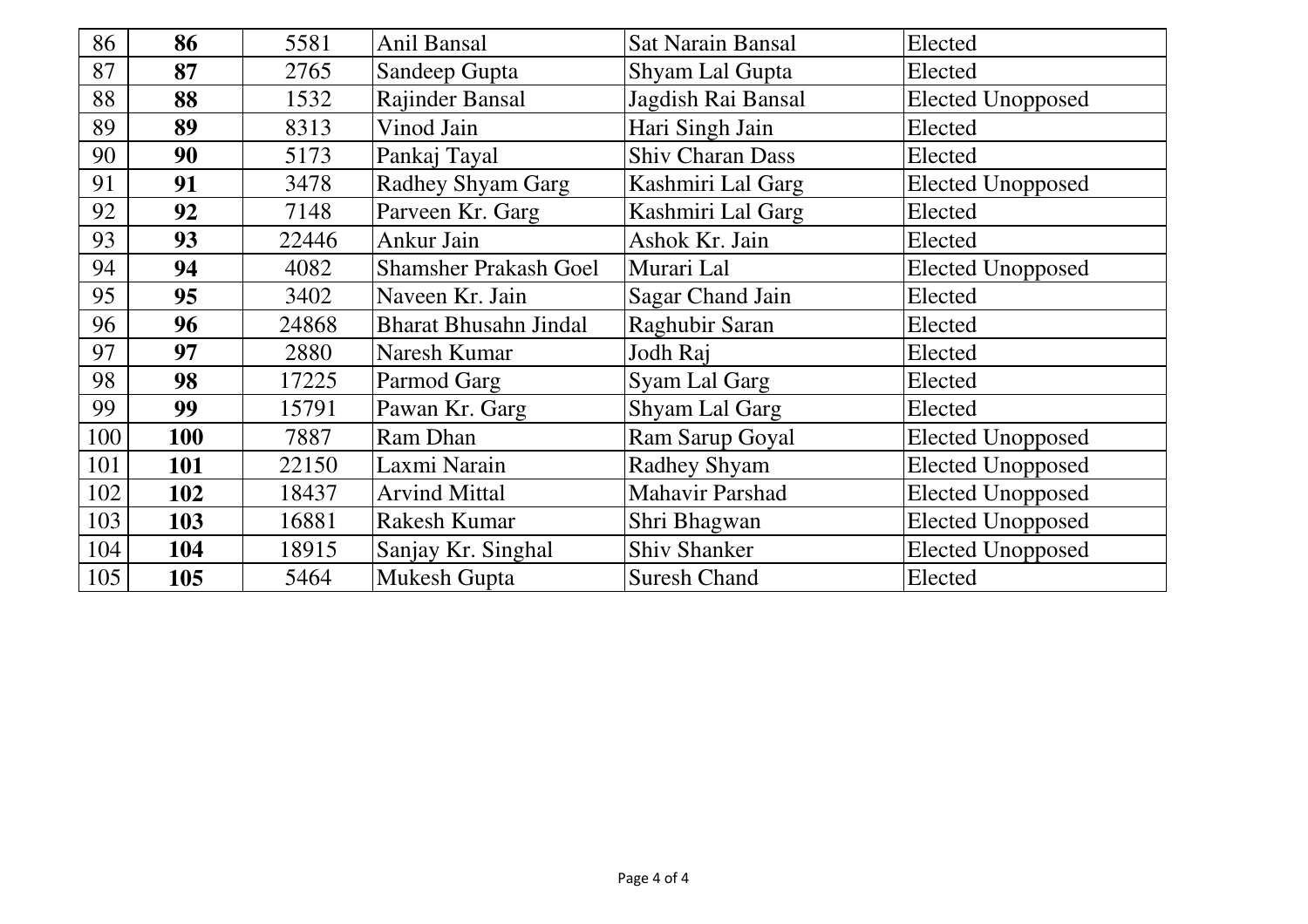| | | | | | |
|---|---|---|---|---|---|
| 86 | **86** | 5581 | Anil Bansal | Sat Narain Bansal | Elected |
| 87 | **87** | 2765 | Sandeep Gupta | Shyam Lal Gupta | Elected |
| 88 | **88** | 1532 | Rajinder Bansal | Jagdish Rai Bansal | Elected Unopposed |
| 89 | **89** | 8313 | Vinod Jain | Hari Singh Jain | Elected |
| 90 | **90** | 5173 | Pankaj Tayal | Shiv Charan Dass | Elected |
| 91 | **91** | 3478 | Radhey Shyam Garg | Kashmiri Lal Garg | Elected Unopposed |
| 92 | **92** | 7148 | Parveen Kr. Garg | Kashmiri Lal Garg | Elected |
| 93 | **93** | 22446 | Ankur Jain | Ashok Kr. Jain | Elected |
| 94 | **94** | 4082 | Shamsher Prakash Goel | Murari Lal | Elected Unopposed |
| 95 | **95** | 3402 | Naveen Kr. Jain | Sagar Chand Jain | Elected |
| 96 | **96** | 24868 | Bharat Bhusahn Jindal | Raghubir Saran | Elected |
| 97 | **97** | 2880 | Naresh Kumar | Jodh Raj | Elected |
| 98 | **98** | 17225 | Parmod Garg | Syam Lal Garg | Elected |
| 99 | **99** | 15791 | Pawan Kr. Garg | Shyam Lal Garg | Elected |
| 100 | **100** | 7887 | Ram Dhan | Ram Sarup Goyal | Elected Unopposed |
| 101 | **101** | 22150 | Laxmi Narain | Radhey Shyam | Elected Unopposed |
| 102 | **102** | 18437 | Arvind Mittal | Mahavir Parshad | Elected Unopposed |
| 103 | **103** | 16881 | Rakesh Kumar | Shri Bhagwan | Elected Unopposed |
| 104 | **104** | 18915 | Sanjay Kr. Singhal | Shiv Shanker | Elected Unopposed |
| 105 | **105** | 5464 | Mukesh Gupta | Suresh Chand | Elected |